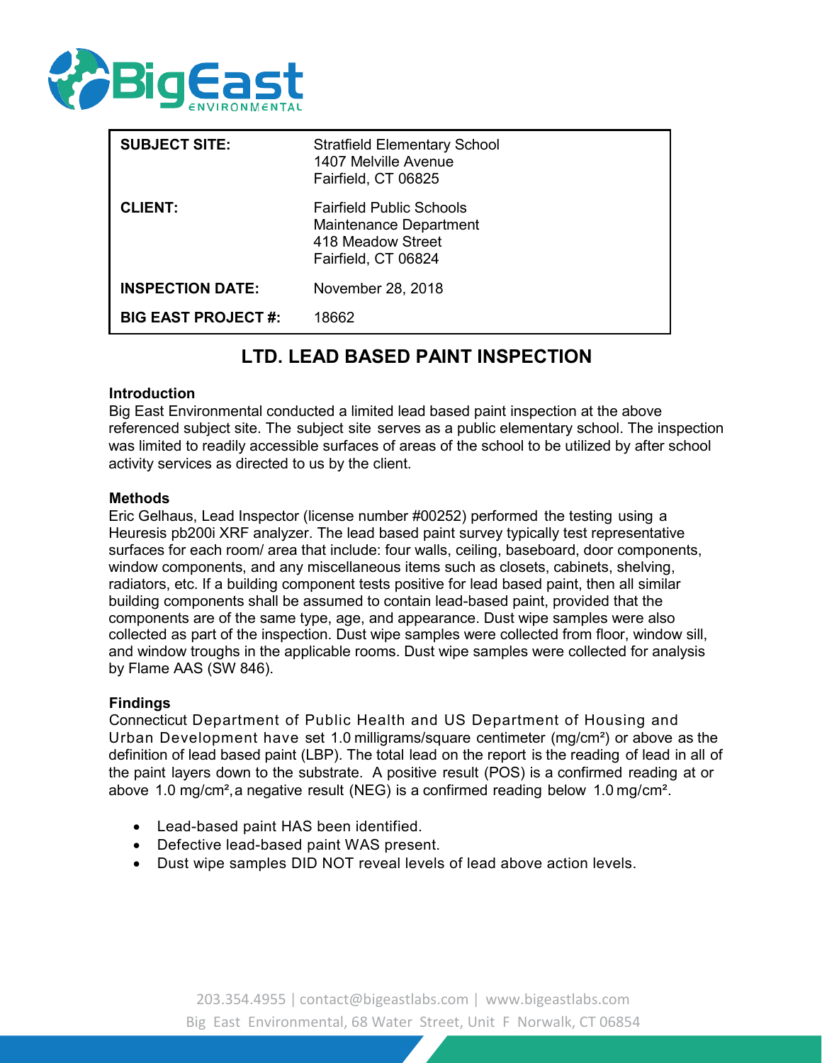| | |
|---|---|
| **SUBJECT SITE:** | Stratfield Elementary School<br>1407 Melville Avenue<br>Fairfield, CT 06825 |
| **CLIENT:** | Fairfield Public Schools<br>Maintenance Department<br>418 Meadow Street<br>Fairfield, CT 06824 |
| **INSPECTION DATE:** | November 28, 2018 |
| **BIG EAST PROJECT #:** | 18662 |

# LTD. LEAD BASED PAINT INSPECTION

**Introduction**

Big East Environmental conducted a limited lead based paint inspection at the above referenced subject site. The subject site serves as a public elementary school. The inspection was limited to readily accessible surfaces of areas of the school to be utilized by after school activity services as directed to us by the client.

**Methods**

Eric Gelhaus, Lead Inspector (license number #00252) performed the testing using a Heuresis pb200i XRF analyzer. The lead based paint survey typically test representative surfaces for each room/ area that include: four walls, ceiling, baseboard, door components, window components, and any miscellaneous items such as closets, cabinets, shelving, radiators, etc. If a building component tests positive for lead based paint, then all similar building components shall be assumed to contain lead-based paint, provided that the components are of the same type, age, and appearance. Dust wipe samples were also collected as part of the inspection. Dust wipe samples were collected from floor, window sill, and window troughs in the applicable rooms. Dust wipe samples were collected for analysis by Flame AAS (SW 846).

**Findings**

Connecticut Department of Public Health and US Department of Housing and Urban Development have set 1.0 milligrams/square centimeter ($mg/cm^2$) or above as the definition of lead based paint (LBP). The total lead on the report is the reading of lead in all of the paint layers down to the substrate. A positive result (POS) is a confirmed reading at or above 1.0 $mg/cm^2$, a negative result (NEG) is a confirmed reading below 1.0 $mg/cm^2$.

- Lead-based paint HAS been identified.
- Defective lead-based paint WAS present.
- Dust wipe samples DID NOT reveal levels of lead above action levels.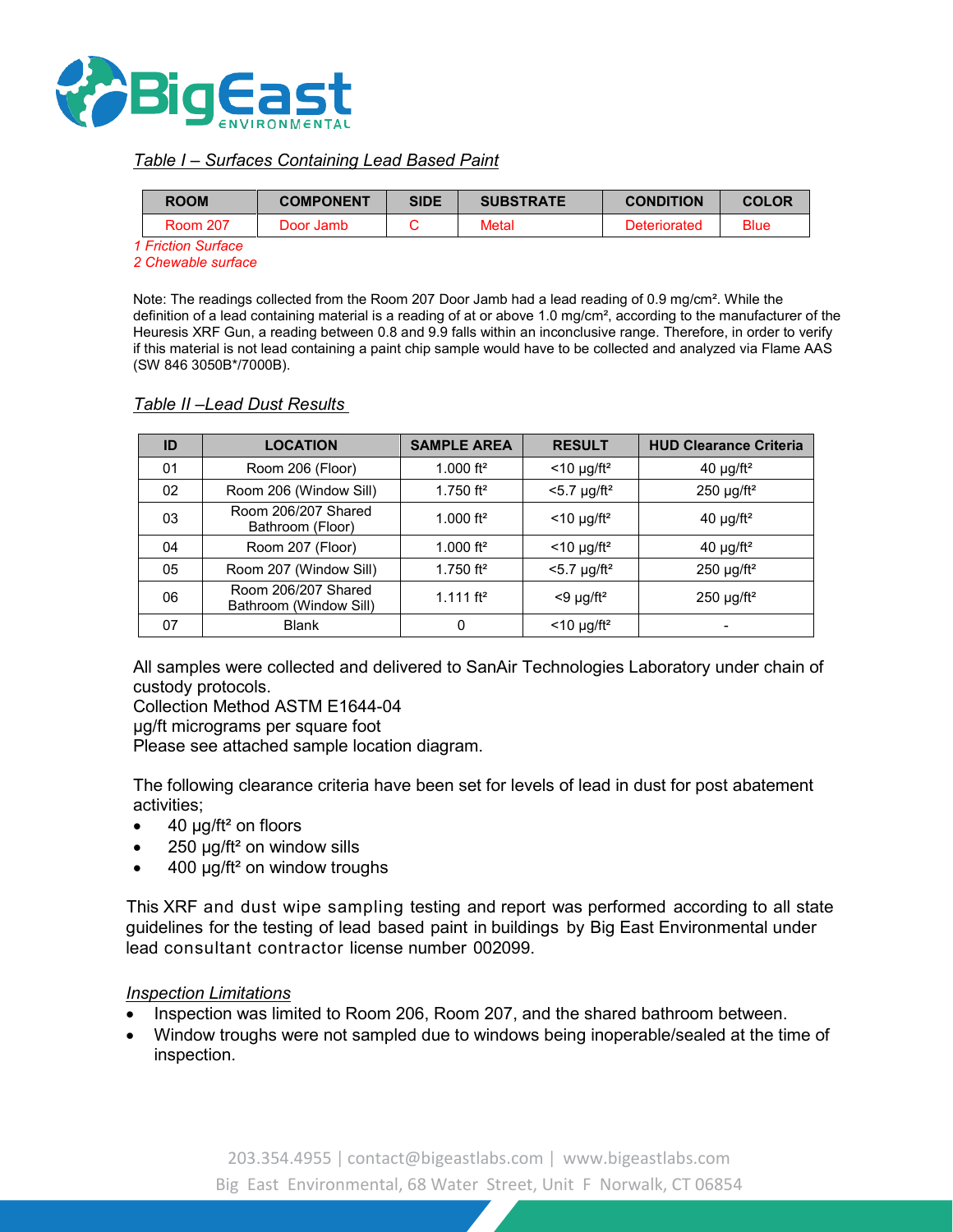*Table I – Surfaces Containing Lead Based Paint*

| ROOM | COMPONENT | SIDE | SUBSTRATE | CONDITION | COLOR |
|---|---|---|---|---|---|
| Room 207 | Door Jamb | C | Metal | Deteriorated | Blue |

*1 Friction Surface*
*2 Chewable surface*

Note: The readings collected from the Room 207 Door Jamb had a lead reading of 0.9 mg/cm². While the definition of a lead containing material is a reading of at or above 1.0 mg/cm², according to the manufacturer of the Heuresis XRF Gun, a reading between 0.8 and 9.9 falls within an inconclusive range. Therefore, in order to verify if this material is not lead containing a paint chip sample would have to be collected and analyzed via Flame AAS (SW 846 3050B*/7000B).

*Table II –Lead Dust Results*

| ID | LOCATION | SAMPLE AREA | RESULT | HUD Clearance Criteria |
|---|---|---|---|---|
| 01 | Room 206 (Floor) | 1.000 ft² | <10 µg/ft² | 40 µg/ft² |
| 02 | Room 206 (Window Sill) | 1.750 ft² | <5.7 µg/ft² | 250 µg/ft² |
| 03 | Room 206/207 Shared Bathroom (Floor) | 1.000 ft² | <10 µg/ft² | 40 µg/ft² |
| 04 | Room 207 (Floor) | 1.000 ft² | <10 µg/ft² | 40 µg/ft² |
| 05 | Room 207 (Window Sill) | 1.750 ft² | <5.7 µg/ft² | 250 µg/ft² |
| 06 | Room 206/207 Shared Bathroom (Window Sill) | 1.111 ft² | <9 µg/ft² | 250 µg/ft² |
| 07 | Blank | 0 | <10 µg/ft² | - |

All samples were collected and delivered to SanAir Technologies Laboratory under chain of custody protocols.
Collection Method ASTM E1644-04
µg/ft micrograms per square foot
Please see attached sample location diagram.

The following clearance criteria have been set for levels of lead in dust for post abatement activities;

- 40 µg/ft² on floors
- 250 µg/ft² on window sills
- 400 µg/ft² on window troughs

This XRF and dust wipe sampling testing and report was performed according to all state guidelines for the testing of lead based paint in buildings by Big East Environmental under lead consultant contractor license number 002099.

*Inspection Limitations*

- Inspection was limited to Room 206, Room 207, and the shared bathroom between.
- Window troughs were not sampled due to windows being inoperable/sealed at the time of inspection.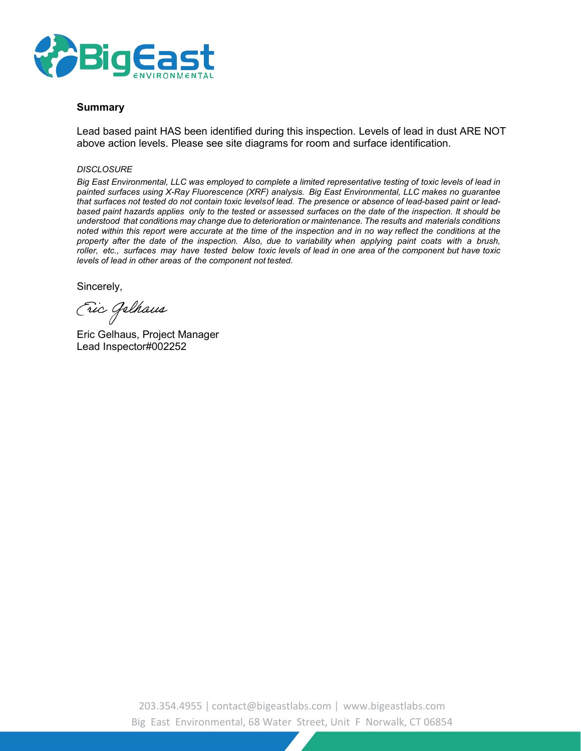## Summary

Lead based paint HAS been identified during this inspection. Levels of lead in dust ARE NOT above action levels. Please see site diagrams for room and surface identification.

*DISCLOSURE*

*Big East Environmental, LLC was employed to complete a limited representative testing of toxic levels of lead in painted surfaces using X-Ray Fluorescence (XRF) analysis. Big East Environmental, LLC makes no guarantee that surfaces not tested do not contain toxic levelsof lead. The presence or absence of lead-based paint or lead-based paint hazards applies only to the tested or assessed surfaces on the date of the inspection. It should be understood that conditions may change due to deterioration or maintenance. The results and materials conditions noted within this report were accurate at the time of the inspection and in no way reflect the conditions at the property after the date of the inspection. Also, due to variability when applying paint coats with a brush, roller, etc., surfaces may have tested below toxic levels of lead in one area of the component but have toxic levels of lead in other areas of the component not tested.*

Sincerely,

*Eric Gelhaus*

Eric Gelhaus, Project Manager
Lead Inspector#002252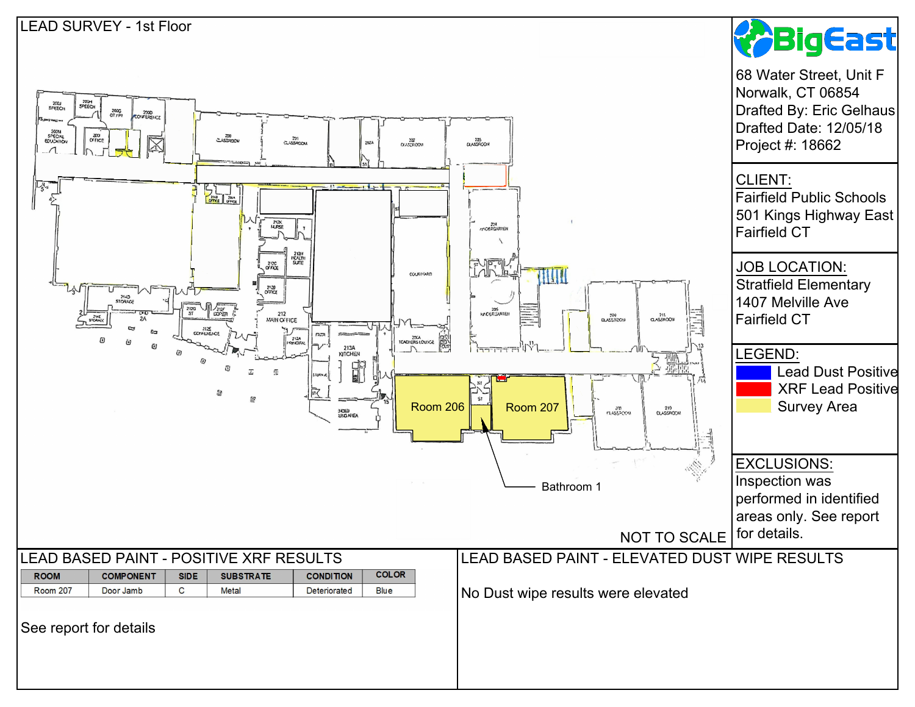# LEAD SURVEY - 1st Floor

Room 206

Room 207

Bathroom 1

NOT TO SCALE

**BigEast**

68 Water Street, Unit F
Norwalk, CT 06854
Drafted By: Eric Gelhaus
Drafted Date: 12/05/18
Project #: 18662

CLIENT:
Fairfield Public Schools
501 Kings Highway East
Fairfield CT

JOB LOCATION:
Stratfield Elementary
1407 Melville Ave
Fairfield CT

LEGEND:
- Lead Dust Positive
- XRF Lead Positive
- Survey Area

EXCLUSIONS:
Inspection was performed in identified areas only. See report for details.

## LEAD BASED PAINT - POSITIVE XRF RESULTS

| ROOM | COMPONENT | SIDE | SUBSTRATE | CONDITION | COLOR |
|---|---|---|---|---|---|
| Room 207 | Door Jamb | C | Metal | Deteriorated | Blue |

See report for details

## LEAD BASED PAINT - ELEVATED DUST WIPE RESULTS

No Dust wipe results were elevated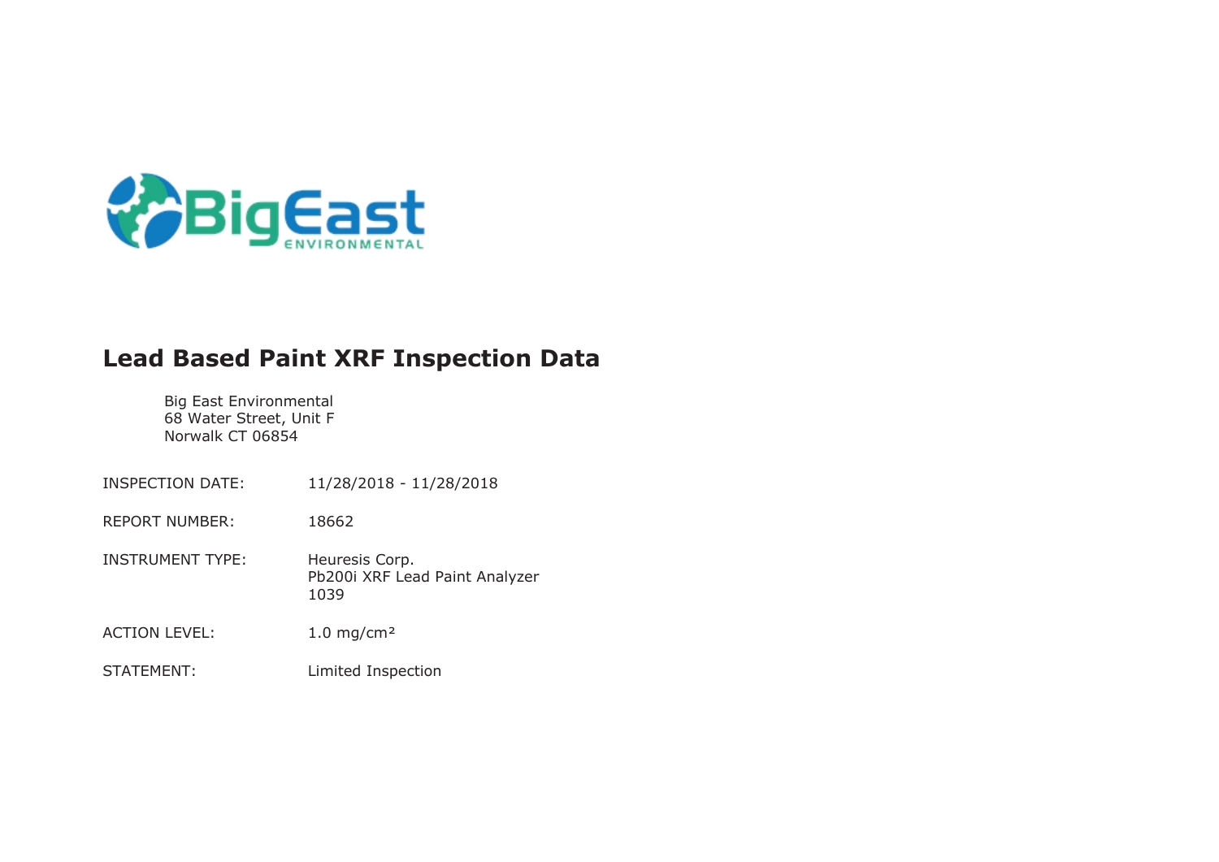# Lead Based Paint XRF Inspection Data

Big East Environmental
68 Water Street, Unit F
Norwalk CT 06854

| | |
|---|---|
| INSPECTION DATE: | 11/28/2018 - 11/28/2018 |
| REPORT NUMBER: | 18662 |
| INSTRUMENT TYPE: | Heuresis Corp.<br>Pb200i XRF Lead Paint Analyzer<br>1039 |
| ACTION LEVEL: | 1.0 mg/cm² |
| STATEMENT: | Limited Inspection |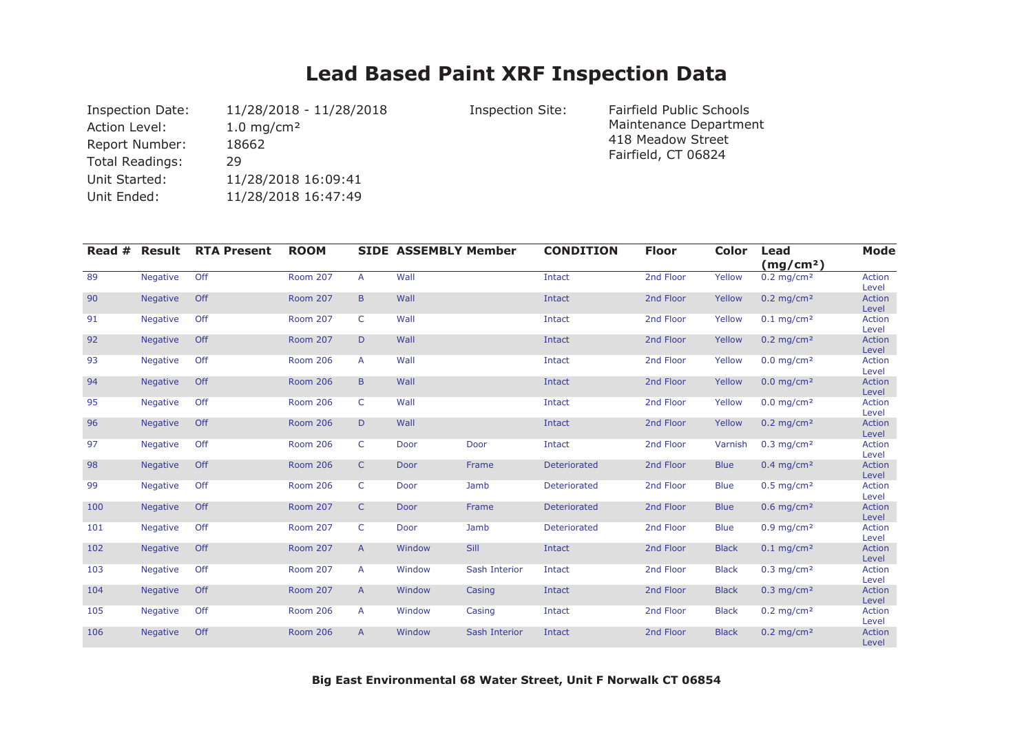# Lead Based Paint XRF Inspection Data

| | | | | |
|---|---|---|---|---|
| Inspection Date: | 11/28/2018 - 11/28/2018 | | Inspection Site: | Fairfield Public Schools |
| Action Level: | 1.0 mg/cm² | | | Maintenance Department |
| Report Number: | 18662 | | | 418 Meadow Street |
| Total Readings: | 29 | | | Fairfield, CT 06824 |
| Unit Started: | 11/28/2018 16:09:41 | | | |
| Unit Ended: | 11/28/2018 16:47:49 | | | |

| Read # | Result | RTA Present | ROOM | SIDE | ASSEMBLY | Member | CONDITION | Floor | Color | Lead (mg/cm²) | Mode |
|---|---|---|---|---|---|---|---|---|---|---|---|
| 89 | Negative | Off | Room 207 | A | Wall | | Intact | 2nd Floor | Yellow | 0.2 mg/cm² | Action Level |
| 90 | Negative | Off | Room 207 | B | Wall | | Intact | 2nd Floor | Yellow | 0.2 mg/cm² | Action Level |
| 91 | Negative | Off | Room 207 | C | Wall | | Intact | 2nd Floor | Yellow | 0.1 mg/cm² | Action Level |
| 92 | Negative | Off | Room 207 | D | Wall | | Intact | 2nd Floor | Yellow | 0.2 mg/cm² | Action Level |
| 93 | Negative | Off | Room 206 | A | Wall | | Intact | 2nd Floor | Yellow | 0.0 mg/cm² | Action Level |
| 94 | Negative | Off | Room 206 | B | Wall | | Intact | 2nd Floor | Yellow | 0.0 mg/cm² | Action Level |
| 95 | Negative | Off | Room 206 | C | Wall | | Intact | 2nd Floor | Yellow | 0.0 mg/cm² | Action Level |
| 96 | Negative | Off | Room 206 | D | Wall | | Intact | 2nd Floor | Yellow | 0.2 mg/cm² | Action Level |
| 97 | Negative | Off | Room 206 | C | Door | Door | Intact | 2nd Floor | Varnish | 0.3 mg/cm² | Action Level |
| 98 | Negative | Off | Room 206 | C | Door | Frame | Deteriorated | 2nd Floor | Blue | 0.4 mg/cm² | Action Level |
| 99 | Negative | Off | Room 206 | C | Door | Jamb | Deteriorated | 2nd Floor | Blue | 0.5 mg/cm² | Action Level |
| 100 | Negative | Off | Room 207 | C | Door | Frame | Deteriorated | 2nd Floor | Blue | 0.6 mg/cm² | Action Level |
| 101 | Negative | Off | Room 207 | C | Door | Jamb | Deteriorated | 2nd Floor | Blue | 0.9 mg/cm² | Action Level |
| 102 | Negative | Off | Room 207 | A | Window | Sill | Intact | 2nd Floor | Black | 0.1 mg/cm² | Action Level |
| 103 | Negative | Off | Room 207 | A | Window | Sash Interior | Intact | 2nd Floor | Black | 0.3 mg/cm² | Action Level |
| 104 | Negative | Off | Room 207 | A | Window | Casing | Intact | 2nd Floor | Black | 0.3 mg/cm² | Action Level |
| 105 | Negative | Off | Room 206 | A | Window | Casing | Intact | 2nd Floor | Black | 0.2 mg/cm² | Action Level |
| 106 | Negative | Off | Room 206 | A | Window | Sash Interior | Intact | 2nd Floor | Black | 0.2 mg/cm² | Action Level |

**Big East Environmental 68 Water Street, Unit F Norwalk CT 06854**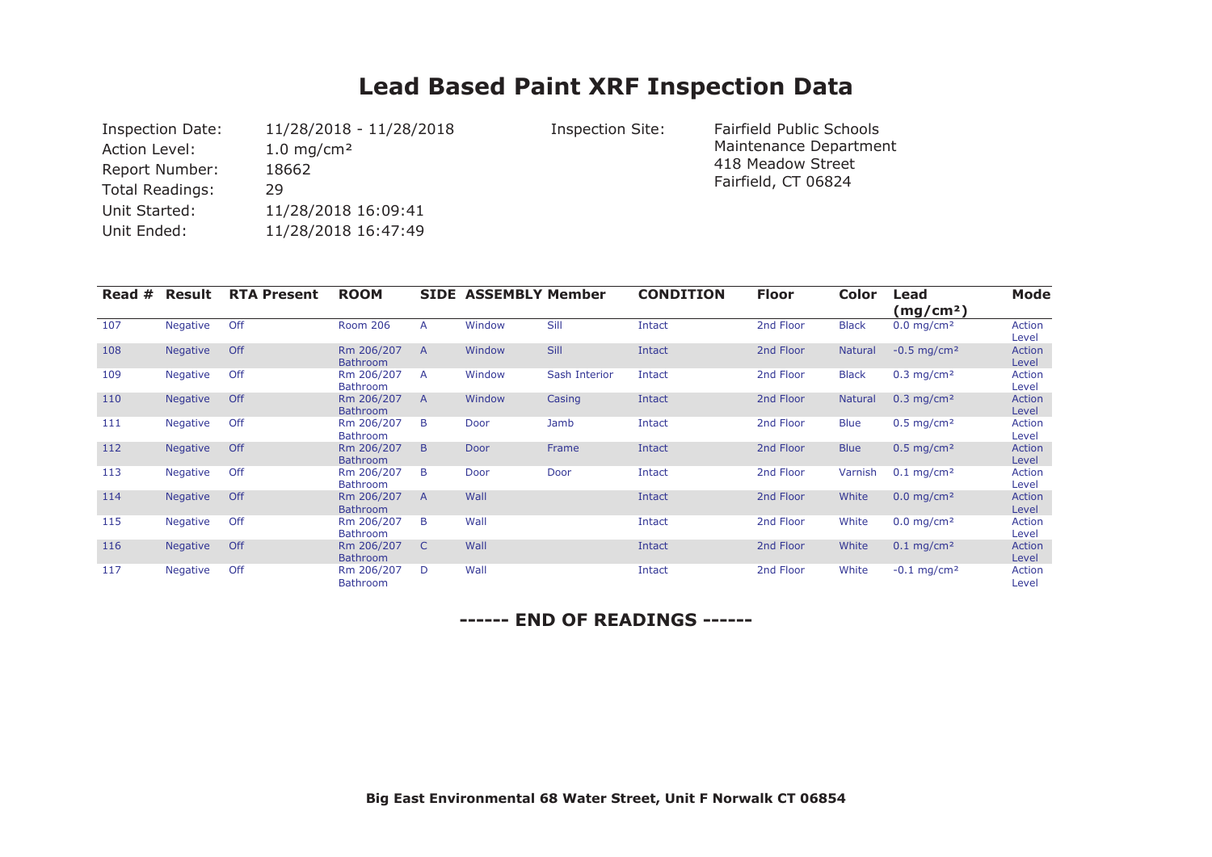# Lead Based Paint XRF Inspection Data

| | | | |
|---|---|---|---|
| Inspection Date: | 11/28/2018 - 11/28/2018 | Inspection Site: | Fairfield Public Schools Maintenance Department 418 Meadow Street Fairfield, CT 06824 |
| Action Level: | 1.0 mg/cm² | | |
| Report Number: | 18662 | | |
| Total Readings: | 29 | | |
| Unit Started: | 11/28/2018 16:09:41 | | |
| Unit Ended: | 11/28/2018 16:47:49 | | |

| Read # | Result | RTA Present | ROOM | SIDE | ASSEMBLY | Member | CONDITION | Floor | Color | Lead (mg/cm²) | Mode |
|---|---|---|---|---|---|---|---|---|---|---|---|
| 107 | Negative | Off | Room 206 | A | Window | Sill | Intact | 2nd Floor | Black | 0.0 mg/cm² | Action Level |
| 108 | Negative | Off | Rm 206/207 Bathroom | A | Window | Sill | Intact | 2nd Floor | Natural | -0.5 mg/cm² | Action Level |
| 109 | Negative | Off | Rm 206/207 Bathroom | A | Window | Sash Interior | Intact | 2nd Floor | Black | 0.3 mg/cm² | Action Level |
| 110 | Negative | Off | Rm 206/207 Bathroom | A | Window | Casing | Intact | 2nd Floor | Natural | 0.3 mg/cm² | Action Level |
| 111 | Negative | Off | Rm 206/207 Bathroom | B | Door | Jamb | Intact | 2nd Floor | Blue | 0.5 mg/cm² | Action Level |
| 112 | Negative | Off | Rm 206/207 Bathroom | B | Door | Frame | Intact | 2nd Floor | Blue | 0.5 mg/cm² | Action Level |
| 113 | Negative | Off | Rm 206/207 Bathroom | B | Door | Door | Intact | 2nd Floor | Varnish | 0.1 mg/cm² | Action Level |
| 114 | Negative | Off | Rm 206/207 Bathroom | A | Wall | | Intact | 2nd Floor | White | 0.0 mg/cm² | Action Level |
| 115 | Negative | Off | Rm 206/207 Bathroom | B | Wall | | Intact | 2nd Floor | White | 0.0 mg/cm² | Action Level |
| 116 | Negative | Off | Rm 206/207 Bathroom | C | Wall | | Intact | 2nd Floor | White | 0.1 mg/cm² | Action Level |
| 117 | Negative | Off | Rm 206/207 Bathroom | D | Wall | | Intact | 2nd Floor | White | -0.1 mg/cm² | Action Level |

**------ END OF READINGS ------**

**Big East Environmental 68 Water Street, Unit F Norwalk CT 06854**